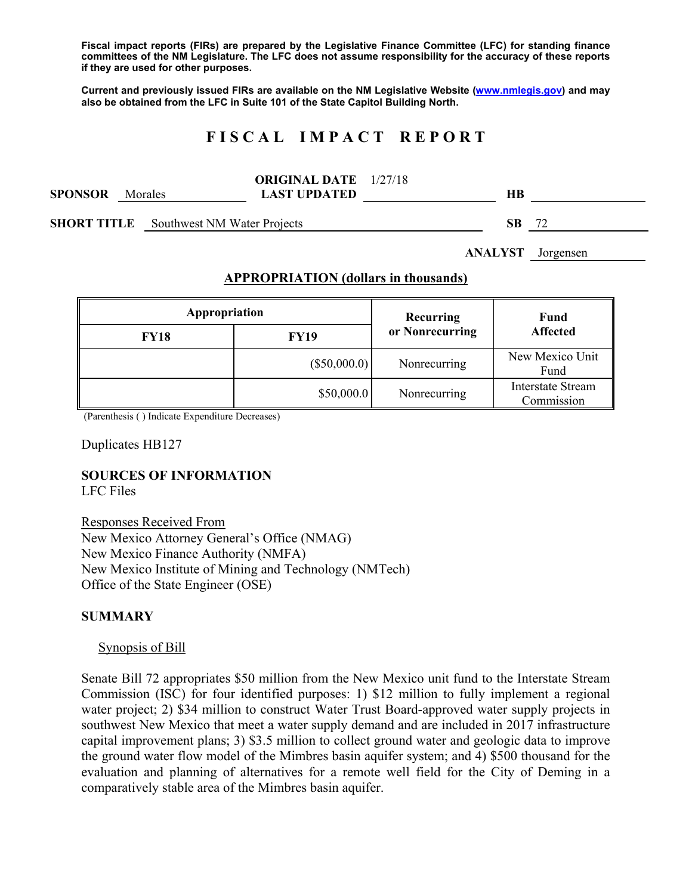**Fiscal impact reports (FIRs) are prepared by the Legislative Finance Committee (LFC) for standing finance committees of the NM Legislature. The LFC does not assume responsibility for the accuracy of these reports if they are used for other purposes.**

**Current and previously issued FIRs are available on the NM Legislative Website (www.nmlegis.gov) and may also be obtained from the LFC in Suite 101 of the State Capitol Building North.**

# FISCAL IMPACT REPORT

**SPONSOR** Morales **ORIGINAL DATE** 1/27/18 **LAST UPDATED** **HB**

**SHORT TITLE** Southwest NM Water Projects **SB** 72

**ANALYST** Jorgensen

## APPROPRIATION (dollars in thousands)

| Appropriation | | Recurring or Nonrecurring | Fund Affected |
|---|---|---|---|
| FY18 | FY19 | | |
| | ($50,000.0) | Nonrecurring | New Mexico Unit Fund |
| | $50,000.0 | Nonrecurring | Interstate Stream Commission |

(Parenthesis ( ) Indicate Expenditure Decreases)

Duplicates HB127

### SOURCES OF INFORMATION

LFC Files

Responses Received From
New Mexico Attorney General's Office (NMAG)
New Mexico Finance Authority (NMFA)
New Mexico Institute of Mining and Technology (NMTech)
Office of the State Engineer (OSE)

### SUMMARY

Synopsis of Bill

Senate Bill 72 appropriates $50 million from the New Mexico unit fund to the Interstate Stream Commission (ISC) for four identified purposes: 1) $12 million to fully implement a regional water project; 2) $34 million to construct Water Trust Board-approved water supply projects in southwest New Mexico that meet a water supply demand and are included in 2017 infrastructure capital improvement plans; 3) $3.5 million to collect ground water and geologic data to improve the ground water flow model of the Mimbres basin aquifer system; and 4) $500 thousand for the evaluation and planning of alternatives for a remote well field for the City of Deming in a comparatively stable area of the Mimbres basin aquifer.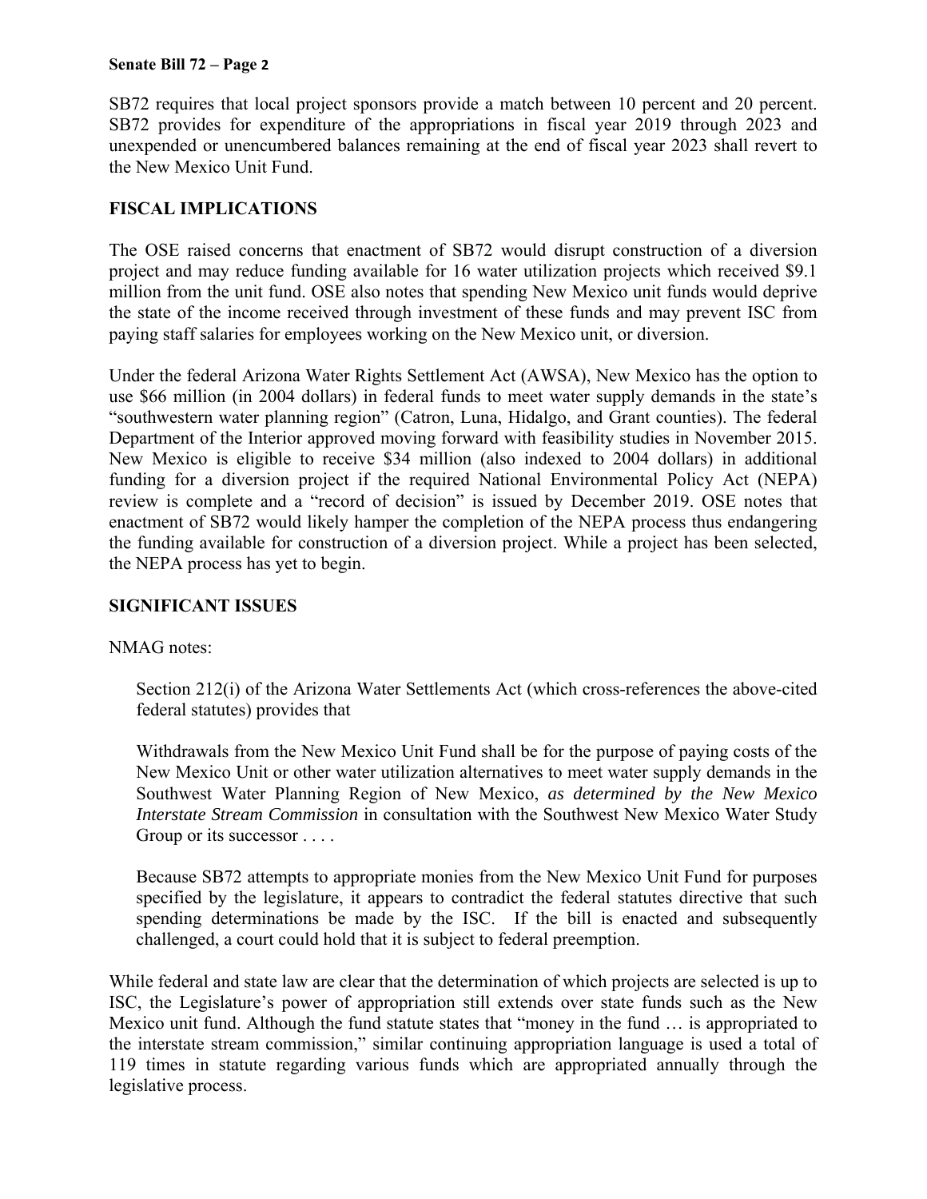SB72 requires that local project sponsors provide a match between 10 percent and 20 percent. SB72 provides for expenditure of the appropriations in fiscal year 2019 through 2023 and unexpended or unencumbered balances remaining at the end of fiscal year 2023 shall revert to the New Mexico Unit Fund.

## FISCAL IMPLICATIONS

The OSE raised concerns that enactment of SB72 would disrupt construction of a diversion project and may reduce funding available for 16 water utilization projects which received $9.1 million from the unit fund. OSE also notes that spending New Mexico unit funds would deprive the state of the income received through investment of these funds and may prevent ISC from paying staff salaries for employees working on the New Mexico unit, or diversion.

Under the federal Arizona Water Rights Settlement Act (AWSA), New Mexico has the option to use $66 million (in 2004 dollars) in federal funds to meet water supply demands in the state's "southwestern water planning region" (Catron, Luna, Hidalgo, and Grant counties). The federal Department of the Interior approved moving forward with feasibility studies in November 2015. New Mexico is eligible to receive $34 million (also indexed to 2004 dollars) in additional funding for a diversion project if the required National Environmental Policy Act (NEPA) review is complete and a "record of decision" is issued by December 2019. OSE notes that enactment of SB72 would likely hamper the completion of the NEPA process thus endangering the funding available for construction of a diversion project. While a project has been selected, the NEPA process has yet to begin.

## SIGNIFICANT ISSUES

NMAG notes:

> Section 212(i) of the Arizona Water Settlements Act (which cross-references the above-cited federal statutes) provides that
>
> Withdrawals from the New Mexico Unit Fund shall be for the purpose of paying costs of the New Mexico Unit or other water utilization alternatives to meet water supply demands in the Southwest Water Planning Region of New Mexico, *as determined by the New Mexico Interstate Stream Commission* in consultation with the Southwest New Mexico Water Study Group or its successor . . . .
>
> Because SB72 attempts to appropriate monies from the New Mexico Unit Fund for purposes specified by the legislature, it appears to contradict the federal statutes directive that such spending determinations be made by the ISC. If the bill is enacted and subsequently challenged, a court could hold that it is subject to federal preemption.

While federal and state law are clear that the determination of which projects are selected is up to ISC, the Legislature's power of appropriation still extends over state funds such as the New Mexico unit fund. Although the fund statute states that "money in the fund … is appropriated to the interstate stream commission," similar continuing appropriation language is used a total of 119 times in statute regarding various funds which are appropriated annually through the legislative process.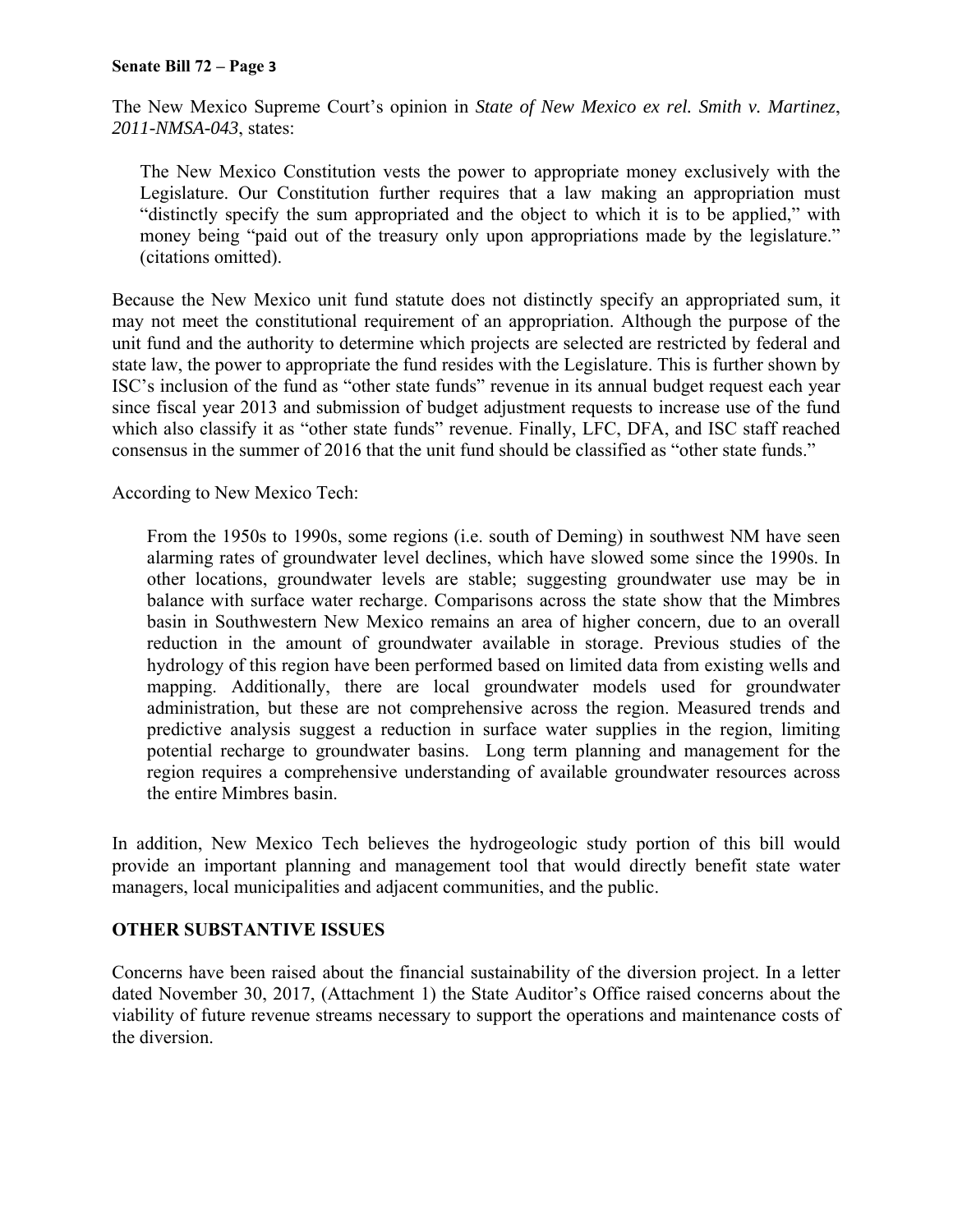The New Mexico Supreme Court's opinion in *State of New Mexico ex rel. Smith v. Martinez*, *2011-NMSA-043*, states:

> The New Mexico Constitution vests the power to appropriate money exclusively with the Legislature. Our Constitution further requires that a law making an appropriation must "distinctly specify the sum appropriated and the object to which it is to be applied," with money being "paid out of the treasury only upon appropriations made by the legislature." (citations omitted).

Because the New Mexico unit fund statute does not distinctly specify an appropriated sum, it may not meet the constitutional requirement of an appropriation. Although the purpose of the unit fund and the authority to determine which projects are selected are restricted by federal and state law, the power to appropriate the fund resides with the Legislature. This is further shown by ISC's inclusion of the fund as "other state funds" revenue in its annual budget request each year since fiscal year 2013 and submission of budget adjustment requests to increase use of the fund which also classify it as "other state funds" revenue. Finally, LFC, DFA, and ISC staff reached consensus in the summer of 2016 that the unit fund should be classified as "other state funds."

According to New Mexico Tech:

> From the 1950s to 1990s, some regions (i.e. south of Deming) in southwest NM have seen alarming rates of groundwater level declines, which have slowed some since the 1990s. In other locations, groundwater levels are stable; suggesting groundwater use may be in balance with surface water recharge. Comparisons across the state show that the Mimbres basin in Southwestern New Mexico remains an area of higher concern, due to an overall reduction in the amount of groundwater available in storage. Previous studies of the hydrology of this region have been performed based on limited data from existing wells and mapping. Additionally, there are local groundwater models used for groundwater administration, but these are not comprehensive across the region. Measured trends and predictive analysis suggest a reduction in surface water supplies in the region, limiting potential recharge to groundwater basins. Long term planning and management for the region requires a comprehensive understanding of available groundwater resources across the entire Mimbres basin.

In addition, New Mexico Tech believes the hydrogeologic study portion of this bill would provide an important planning and management tool that would directly benefit state water managers, local municipalities and adjacent communities, and the public.

## OTHER SUBSTANTIVE ISSUES

Concerns have been raised about the financial sustainability of the diversion project. In a letter dated November 30, 2017, (Attachment 1) the State Auditor's Office raised concerns about the viability of future revenue streams necessary to support the operations and maintenance costs of the diversion.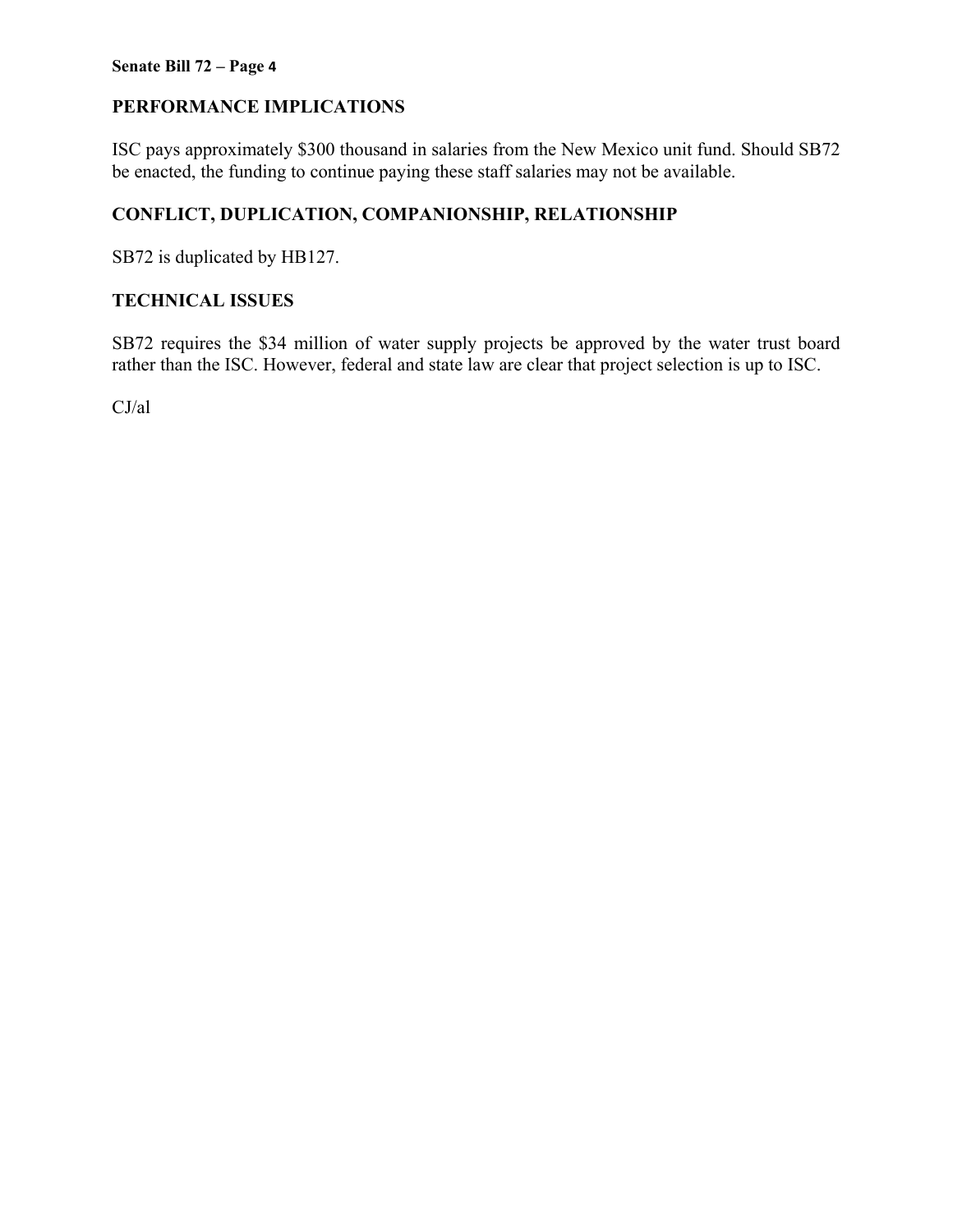## PERFORMANCE IMPLICATIONS

ISC pays approximately $300 thousand in salaries from the New Mexico unit fund. Should SB72 be enacted, the funding to continue paying these staff salaries may not be available.

## CONFLICT, DUPLICATION, COMPANIONSHIP, RELATIONSHIP

SB72 is duplicated by HB127.

## TECHNICAL ISSUES

SB72 requires the $34 million of water supply projects be approved by the water trust board rather than the ISC. However, federal and state law are clear that project selection is up to ISC.

CJ/al